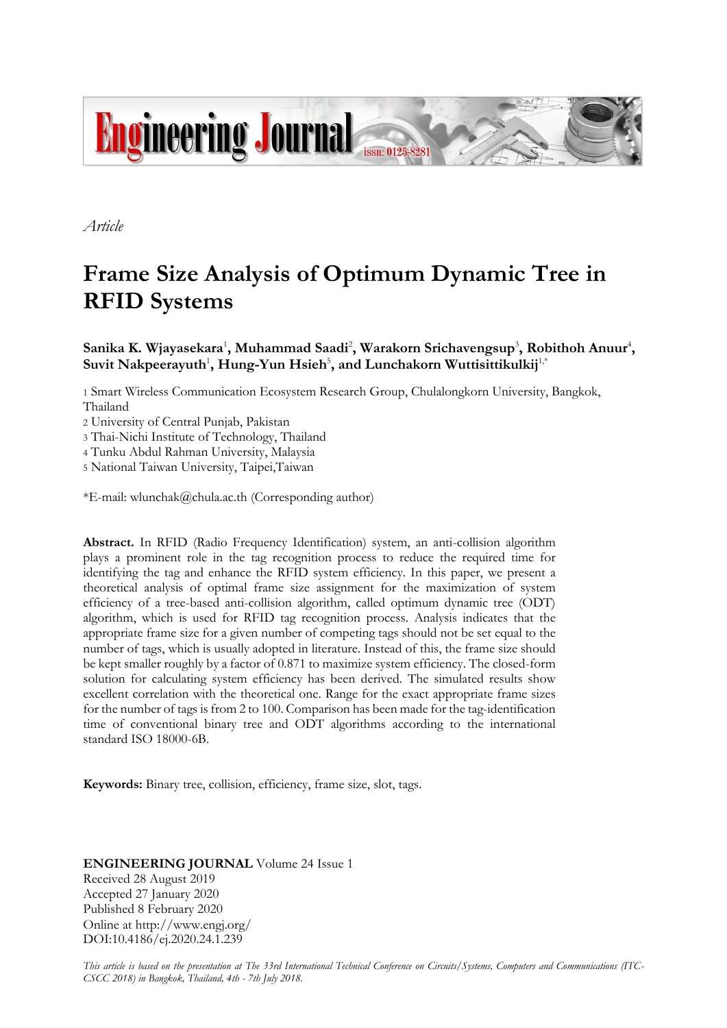*Article*

# Frame Size Analysis of Optimum Dynamic Tree in RFID Systems

**Sanika K. Wjayasekara**[1]**, Muhammad Saadi**[2]**, Warakorn Srichavengsup**[3]**, Robithoh Anuur**[4]**, Suvit Nakpeerayuth**[1]**, Hung-Yun Hsieh**[5]**, and Lunchakorn Wuttisittikulkij**[1,*]

1 Smart Wireless Communication Ecosystem Research Group, Chulalongkorn University, Bangkok, Thailand
2 University of Central Punjab, Pakistan
3 Thai-Nichi Institute of Technology, Thailand
4 Tunku Abdul Rahman University, Malaysia
5 National Taiwan University, Taipei,Taiwan

*E-mail: wlunchak@chula.ac.th (Corresponding author)

**Abstract.** In RFID (Radio Frequency Identification) system, an anti-collision algorithm plays a prominent role in the tag recognition process to reduce the required time for identifying the tag and enhance the RFID system efficiency. In this paper, we present a theoretical analysis of optimal frame size assignment for the maximization of system efficiency of a tree-based anti-collision algorithm, called optimum dynamic tree (ODT) algorithm, which is used for RFID tag recognition process. Analysis indicates that the appropriate frame size for a given number of competing tags should not be set equal to the number of tags, which is usually adopted in literature. Instead of this, the frame size should be kept smaller roughly by a factor of 0.871 to maximize system efficiency. The closed-form solution for calculating system efficiency has been derived. The simulated results show excellent correlation with the theoretical one. Range for the exact appropriate frame sizes for the number of tags is from 2 to 100. Comparison has been made for the tag-identification time of conventional binary tree and ODT algorithms according to the international standard ISO 18000-6B.

**Keywords:** Binary tree, collision, efficiency, frame size, slot, tags.

**ENGINEERING JOURNAL** Volume 24 Issue 1
Received 28 August 2019
Accepted 27 January 2020
Published 8 February 2020
Online at http://www.engj.org/
DOI:10.4186/ej.2020.24.1.239

*This article is based on the presentation at The 33rd International Technical Conference on Circuits/Systems, Computers and Communications (ITC-CSCC 2018) in Bangkok, Thailand, 4th - 7th July 2018.*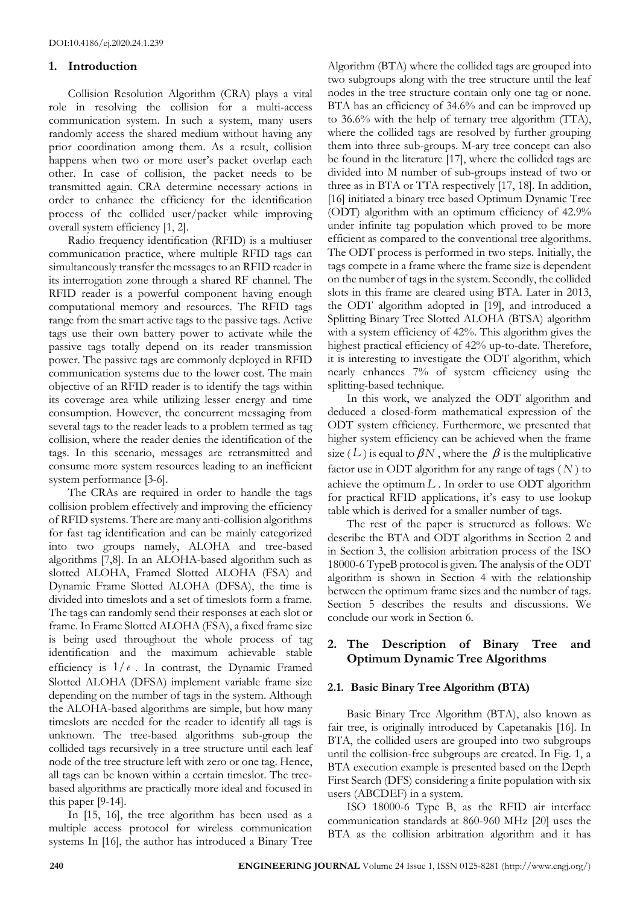## 1. Introduction

Collision Resolution Algorithm (CRA) plays a vital role in resolving the collision for a multi-access communication system. In such a system, many users randomly access the shared medium without having any prior coordination among them. As a result, collision happens when two or more user's packet overlap each other. In case of collision, the packet needs to be transmitted again. CRA determine necessary actions in order to enhance the efficiency for the identification process of the collided user/packet while improving overall system efficiency [1, 2].

Radio frequency identification (RFID) is a multiuser communication practice, where multiple RFID tags can simultaneously transfer the messages to an RFID reader in its interrogation zone through a shared RF channel. The RFID reader is a powerful component having enough computational memory and resources. The RFID tags range from the smart active tags to the passive tags. Active tags use their own battery power to activate while the passive tags totally depend on its reader transmission power. The passive tags are commonly deployed in RFID communication systems due to the lower cost. The main objective of an RFID reader is to identify the tags within its coverage area while utilizing lesser energy and time consumption. However, the concurrent messaging from several tags to the reader leads to a problem termed as tag collision, where the reader denies the identification of the tags. In this scenario, messages are retransmitted and consume more system resources leading to an inefficient system performance [3-6].

The CRAs are required in order to handle the tags collision problem effectively and improving the efficiency of RFID systems. There are many anti-collision algorithms for fast tag identification and can be mainly categorized into two groups namely, ALOHA and tree-based algorithms [7,8]. In an ALOHA-based algorithm such as slotted ALOHA, Framed Slotted ALOHA (FSA) and Dynamic Frame Slotted ALOHA (DFSA), the time is divided into timeslots and a set of timeslots form a frame. The tags can randomly send their responses at each slot or frame. In Frame Slotted ALOHA (FSA), a fixed frame size is being used throughout the whole process of tag identification and the maximum achievable stable efficiency is $1/e$. In contrast, the Dynamic Framed Slotted ALOHA (DFSA) implement variable frame size depending on the number of tags in the system. Although the ALOHA-based algorithms are simple, but how many timeslots are needed for the reader to identify all tags is unknown. The tree-based algorithms sub-group the collided tags recursively in a tree structure until each leaf node of the tree structure left with zero or one tag. Hence, all tags can be known within a certain timeslot. The tree-based algorithms are practically more ideal and focused in this paper [9-14].

In [15, 16], the tree algorithm has been used as a multiple access protocol for wireless communication systems In [16], the author has introduced a Binary Tree Algorithm (BTA) where the collided tags are grouped into two subgroups along with the tree structure until the leaf nodes in the tree structure contain only one tag or none. BTA has an efficiency of 34.6% and can be improved up to 36.6% with the help of ternary tree algorithm (TTA), where the collided tags are resolved by further grouping them into three sub-groups. M-ary tree concept can also be found in the literature [17], where the collided tags are divided into M number of sub-groups instead of two or three as in BTA or TTA respectively [17, 18]. In addition, [16] initiated a binary tree based Optimum Dynamic Tree (ODT) algorithm with an optimum efficiency of 42.9% under infinite tag population which proved to be more efficient as compared to the conventional tree algorithms. The ODT process is performed in two steps. Initially, the tags compete in a frame where the frame size is dependent on the number of tags in the system. Secondly, the collided slots in this frame are cleared using BTA. Later in 2013, the ODT algorithm adopted in [19], and introduced a Splitting Binary Tree Slotted ALOHA (BTSA) algorithm with a system efficiency of 42%. This algorithm gives the highest practical efficiency of 42% up-to-date. Therefore, it is interesting to investigate the ODT algorithm, which nearly enhances 7% of system efficiency using the splitting-based technique.

In this work, we analyzed the ODT algorithm and deduced a closed-form mathematical expression of the ODT system efficiency. Furthermore, we presented that higher system efficiency can be achieved when the frame size ($L$) is equal to $\beta N$, where the $\beta$ is the multiplicative factor use in ODT algorithm for any range of tags ($N$) to achieve the optimum $L$. In order to use ODT algorithm for practical RFID applications, it's easy to use lookup table which is derived for a smaller number of tags.

The rest of the paper is structured as follows. We describe the BTA and ODT algorithms in Section 2 and in Section 3, the collision arbitration process of the ISO 18000-6 TypeB protocol is given. The analysis of the ODT algorithm is shown in Section 4 with the relationship between the optimum frame sizes and the number of tags. Section 5 describes the results and discussions. We conclude our work in Section 6.

## 2. The Description of Binary Tree and Optimum Dynamic Tree Algorithms

### 2.1. Basic Binary Tree Algorithm (BTA)

Basic Binary Tree Algorithm (BTA), also known as fair tree, is originally introduced by Capetanakis [16]. In BTA, the collided users are grouped into two subgroups until the collision-free subgroups are created. In Fig. 1, a BTA execution example is presented based on the Depth First Search (DFS) considering a finite population with six users (ABCDEF) in a system.

ISO 18000-6 Type B, as the RFID air interface communication standards at 860-960 MHz [20] uses the BTA as the collision arbitration algorithm and it has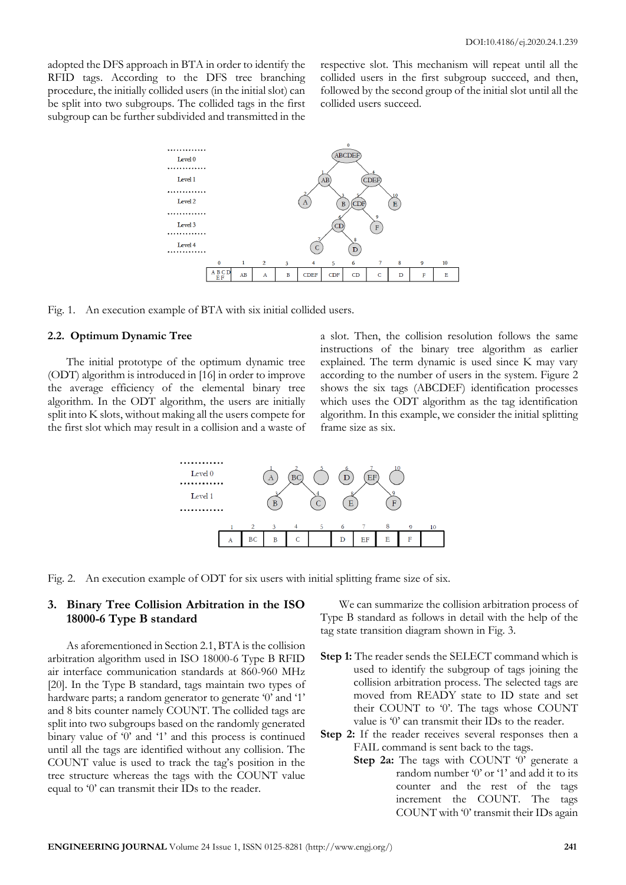adopted the DFS approach in BTA in order to identify the RFID tags. According to the DFS tree branching procedure, the initially collided users (in the initial slot) can be split into two subgroups. The collided tags in the first subgroup can be further subdivided and transmitted in the respective slot. This mechanism will repeat until all the collided users in the first subgroup succeed, and then, followed by the second group of the initial slot until all the collided users succeed.

Fig. 1. An execution example of BTA with six initial collided users.

## 2.2. Optimum Dynamic Tree

The initial prototype of the optimum dynamic tree (ODT) algorithm is introduced in [16] in order to improve the average efficiency of the elemental binary tree algorithm. In the ODT algorithm, the users are initially split into K slots, without making all the users compete for the first slot which may result in a collision and a waste of a slot. Then, the collision resolution follows the same instructions of the binary tree algorithm as earlier explained. The term dynamic is used since K may vary according to the number of users in the system. Figure 2 shows the six tags (ABCDEF) identification processes which uses the ODT algorithm as the tag identification algorithm. In this example, we consider the initial splitting frame size as six.

Fig. 2. An execution example of ODT for six users with initial splitting frame size of six.

# 3. Binary Tree Collision Arbitration in the ISO 18000-6 Type B standard

As aforementioned in Section 2.1, BTA is the collision arbitration algorithm used in ISO 18000-6 Type B RFID air interface communication standards at 860-960 MHz [20]. In the Type B standard, tags maintain two types of hardware parts; a random generator to generate '0' and '1' and 8 bits counter namely COUNT. The collided tags are split into two subgroups based on the randomly generated binary value of '0' and '1' and this process is continued until all the tags are identified without any collision. The COUNT value is used to track the tag's position in the tree structure whereas the tags with the COUNT value equal to '0' can transmit their IDs to the reader.

We can summarize the collision arbitration process of Type B standard as follows in detail with the help of the tag state transition diagram shown in Fig. 3.

- **Step 1:** The reader sends the SELECT command which is used to identify the subgroup of tags joining the collision arbitration process. The selected tags are moved from READY state to ID state and set their COUNT to '0'. The tags whose COUNT value is '0' can transmit their IDs to the reader.
- **Step 2:** If the reader receives several responses then a FAIL command is sent back to the tags.
  - **Step 2a:** The tags with COUNT '0' generate a random number '0' or '1' and add it to its counter and the rest of the tags increment the COUNT. The tags COUNT with '0' transmit their IDs again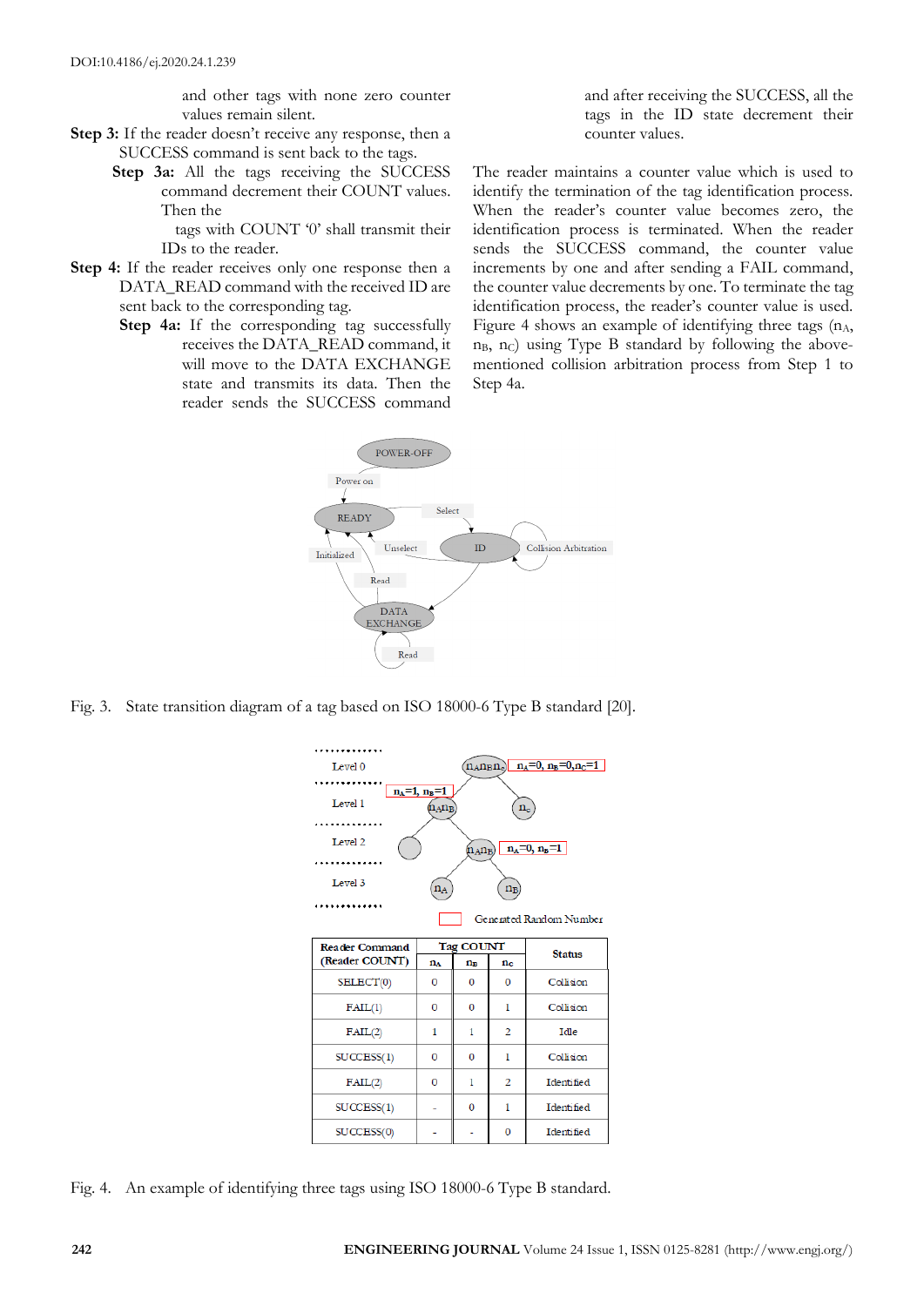and other tags with none zero counter values remain silent.

**Step 3:** If the reader doesn't receive any response, then a SUCCESS command is sent back to the tags.

**Step 3a:** All the tags receiving the SUCCESS command decrement their COUNT values. Then the tags with COUNT '0' shall transmit their IDs to the reader.

**Step 4:** If the reader receives only one response then a DATA_READ command with the received ID are sent back to the corresponding tag.

**Step 4a:** If the corresponding tag successfully receives the DATA_READ command, it will move to the DATA EXCHANGE state and transmits its data. Then the reader sends the SUCCESS command and after receiving the SUCCESS, all the tags in the ID state decrement their counter values.

The reader maintains a counter value which is used to identify the termination of the tag identification process. When the reader's counter value becomes zero, the identification process is terminated. When the reader sends the SUCCESS command, the counter value increments by one and after sending a FAIL command, the counter value decrements by one. To terminate the tag identification process, the reader's counter value is used. Figure 4 shows an example of identifying three tags ($n_A$, $n_B$, $n_C$) using Type B standard by following the above-mentioned collision arbitration process from Step 1 to Step 4a.

Fig. 3. State transition diagram of a tag based on ISO 18000-6 Type B standard [20].

Fig. 4. An example of identifying three tags using ISO 18000-6 Type B standard.

| Reader Command (Reader COUNT) | Tag COUNT | | | Status |
|---|---|---|---|---|
| | $n_A$ | $n_B$ | $n_C$ | |
| SELECT(0) | 0 | 0 | 0 | Collision |
| FAIL(1) | 0 | 0 | 1 | Collision |
| FAIL(2) | 1 | 1 | 2 | Idle |
| SUCCESS(1) | 0 | 0 | 1 | Collision |
| FAIL(2) | 0 | 1 | 2 | Identified |
| SUCCESS(1) | - | 0 | 1 | Identified |
| SUCCESS(0) | - | - | 0 | Identified |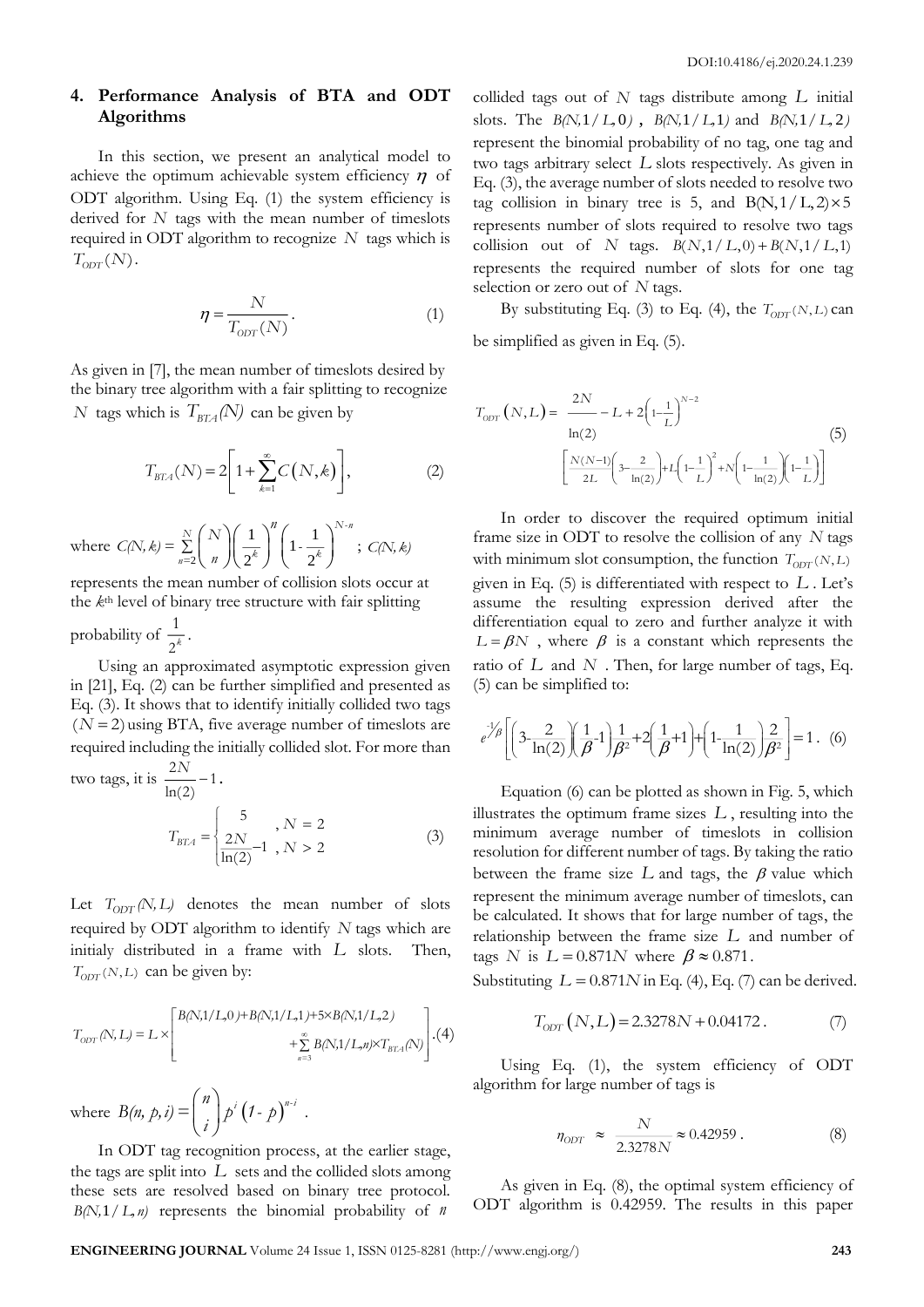## 4. Performance Analysis of BTA and ODT Algorithms

In this section, we present an analytical model to achieve the optimum achievable system efficiency $\eta$ of ODT algorithm. Using Eq. (1) the system efficiency is derived for $N$ tags with the mean number of timeslots required in ODT algorithm to recognize $N$ tags which is $T_{ODT}(N)$.

$$\eta = \frac{N}{T_{ODT}(N)}. \tag{1}$$

As given in [7], the mean number of timeslots desired by the binary tree algorithm with a fair splitting to recognize $N$ tags which is $T_{BTA}(N)$ can be given by

$$T_{BTA}(N) = 2\left[1 + \sum_{k=1}^{\infty} C(N,k)\right], \tag{2}$$

where $C(N,k) = \sum_{n=2}^{N} \binom{N}{n} \left(\frac{1}{2^k}\right)^n \left(1 - \frac{1}{2^k}\right)^{N-n}$ ; $C(N,k)$ represents the mean number of collision slots occur at the $k$th level of binary tree structure with fair splitting probability of $\frac{1}{2^k}$.

Using an approximated asymptotic expression given in [21], Eq. (2) can be further simplified and presented as Eq. (3). It shows that to identify initially collided two tags $(N = 2)$ using BTA, five average number of timeslots are required including the initially collided slot. For more than two tags, it is $\frac{2N}{\ln(2)} - 1$.

$$T_{BTA} = \begin{cases} 5 & , N = 2 \\ \frac{2N}{\ln(2)} - 1 & , N > 2 \end{cases} \tag{3}$$

Let $T_{ODT}(N, L)$ denotes the mean number of slots required by ODT algorithm to identify $N$ tags which are initialy distributed in a frame with $L$ slots. Then, $T_{ODT}(N, L)$ can be given by:

$$T_{ODT}(N,L) = L \times \left[ \begin{array}{l} B(N,1/L,0) + B(N,1/L,1) + 5 \times B(N,1/L,2) \\ + \sum_{n=3}^{\infty} B(N,1/L,n) \times T_{BTA}(N) \end{array} \right]. \tag{4}$$

where $B(n, p, i) = \binom{n}{i} p^i (1 - p)^{n-i}$ .

In ODT tag recognition process, at the earlier stage, the tags are split into $L$ sets and the collided slots among these sets are resolved based on binary tree protocol. $B(N, 1/L, n)$ represents the binomial probability of $n$ collided tags out of $N$ tags distribute among $L$ initial slots. The $B(N, 1/L, 0)$ , $B(N, 1/L, 1)$ and $B(N, 1/L, 2)$ represent the binomial probability of no tag, one tag and two tags arbitrary select $L$ slots respectively. As given in Eq. (3), the average number of slots needed to resolve two tag collision in binary tree is 5, and $B(N, 1/L, 2) \times 5$ represents number of slots required to resolve two tags collision out of $N$ tags. $B(N, 1/L, 0) + B(N, 1/L, 1)$ represents the required number of slots for one tag selection or zero out of $N$ tags.

By substituting Eq. (3) to Eq. (4), the $T_{ODT}(N, L)$ can be simplified as given in Eq. (5).

$$T_{ODT}(N, L) = \frac{2N}{\ln(2)} - L + 2\left(1 - \frac{1}{L}\right)^{N-2} \left[ \frac{N(N-1)}{2L}\left(3 - \frac{2}{\ln(2)}\right) + L\left(1 - \frac{1}{L}\right)^2 + N\left(1 - \frac{1}{\ln(2)}\right)\left(1 - \frac{1}{L}\right) \right] \tag{5}$$

In order to discover the required optimum initial frame size in ODT to resolve the collision of any $N$ tags with minimum slot consumption, the function $T_{ODT}(N, L)$ given in Eq. (5) is differentiated with respect to $L$. Let's assume the resulting expression derived after the differentiation equal to zero and further analyze it with $L = \beta N$ , where $\beta$ is a constant which represents the ratio of $L$ and $N$ . Then, for large number of tags, Eq. (5) can be simplified to:

$$e^{-1/\beta}\left[\left(3 - \frac{2}{\ln(2)}\right)\left(\frac{1}{\beta} - 1\right)\frac{1}{\beta^2} + 2\left(\frac{1}{\beta} + 1\right) + \left(1 - \frac{1}{\ln(2)}\right)\frac{2}{\beta^2}\right] = 1. \tag{6}$$

Equation (6) can be plotted as shown in Fig. 5, which illustrates the optimum frame sizes $L$ , resulting into the minimum average number of timeslots in collision resolution for different number of tags. By taking the ratio between the frame size $L$ and tags, the $\beta$ value which represent the minimum average number of timeslots, can be calculated. It shows that for large number of tags, the relationship between the frame size $L$ and number of tags $N$ is $L = 0.871N$ where $\beta \approx 0.871$ .

Substituting $L = 0.871N$ in Eq. (4), Eq. (7) can be derived.

$$T_{ODT}(N, L) = 2.3278N + 0.04172. \tag{7}$$

Using Eq. (1), the system efficiency of ODT algorithm for large number of tags is

$$\eta_{ODT} \approx \frac{N}{2.3278N} \approx 0.42959. \tag{8}$$

As given in Eq. (8), the optimal system efficiency of ODT algorithm is 0.42959. The results in this paper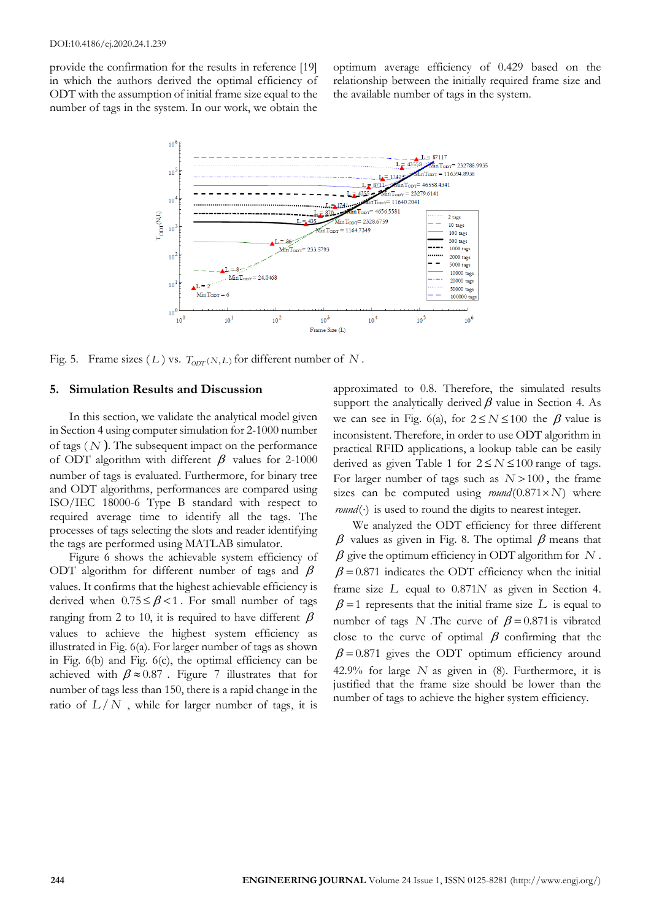provide the confirmation for the results in reference [19] in which the authors derived the optimal efficiency of ODT with the assumption of initial frame size equal to the number of tags in the system. In our work, we obtain the optimum average efficiency of 0.429 based on the relationship between the initially required frame size and the available number of tags in the system.

Fig. 5. Frame sizes ($L$) vs. $T_{ODT}(N,L)$ for different number of $N$.

## 5. Simulation Results and Discussion

In this section, we validate the analytical model given in Section 4 using computer simulation for 2-1000 number of tags ($N$). The subsequent impact on the performance of ODT algorithm with different $\beta$ values for 2-1000 number of tags is evaluated. Furthermore, for binary tree and ODT algorithms, performances are compared using ISO/IEC 18000-6 Type B standard with respect to required average time to identify all the tags. The processes of tags selecting the slots and reader identifying the tags are performed using MATLAB simulator.

Figure 6 shows the achievable system efficiency of ODT algorithm for different number of tags and $\beta$ values. It confirms that the highest achievable efficiency is derived when $0.75 \leq \beta < 1$. For small number of tags ranging from 2 to 10, it is required to have different $\beta$ values to achieve the highest system efficiency as illustrated in Fig. 6(a). For larger number of tags as shown in Fig. 6(b) and Fig. 6(c), the optimal efficiency can be achieved with $\beta \approx 0.87$. Figure 7 illustrates that for number of tags less than 150, there is a rapid change in the ratio of $L/N$, while for larger number of tags, it is approximated to 0.8. Therefore, the simulated results support the analytically derived $\beta$ value in Section 4. As we can see in Fig. 6(a), for $2 \leq N \leq 100$ the $\beta$ value is inconsistent. Therefore, in order to use ODT algorithm in practical RFID applications, a lookup table can be easily derived as given Table 1 for $2 \leq N \leq 100$ range of tags. For larger number of tags such as $N > 100$, the frame sizes can be computed using $round(0.871 \times N)$ where $round(\cdot)$ is used to round the digits to nearest integer.

We analyzed the ODT efficiency for three different $\beta$ values as given in Fig. 8. The optimal $\beta$ means that $\beta$ give the optimum efficiency in ODT algorithm for $N$. $\beta = 0.871$ indicates the ODT efficiency when the initial frame size $L$ equal to $0.871N$ as given in Section 4. $\beta = 1$ represents that the initial frame size $L$ is equal to number of tags $N$. The curve of $\beta = 0.871$ is vibrated close to the curve of optimal $\beta$ confirming that the $\beta = 0.871$ gives the ODT optimum efficiency around 42.9% for large $N$ as given in (8). Furthermore, it is justified that the frame size should be lower than the number of tags to achieve the higher system efficiency.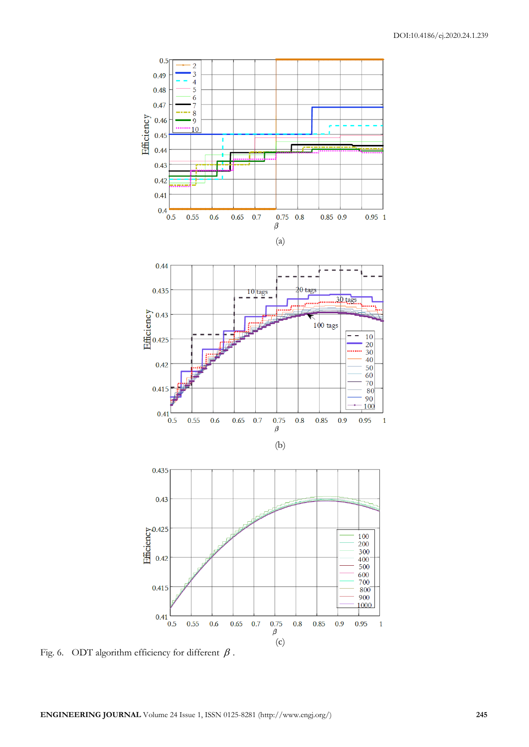(a)

(b)

(c)

Fig. 6. ODT algorithm efficiency for different $\beta$ .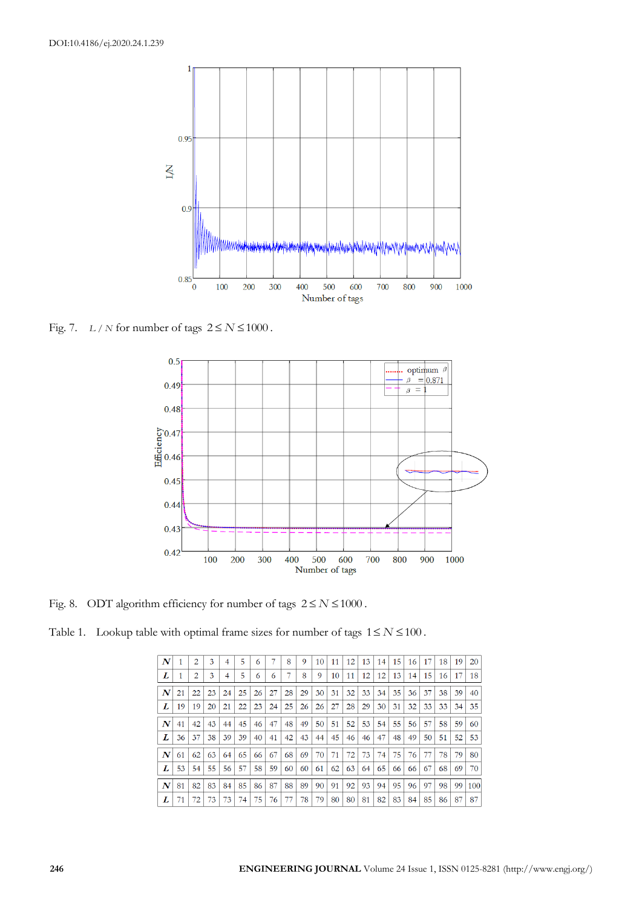Fig. 7. $L / N$ for number of tags $2 \le N \le 1000$.

Fig. 8. ODT algorithm efficiency for number of tags $2 \le N \le 1000$.

Table 1. Lookup table with optimal frame sizes for number of tags $1 \le N \le 100$.

| ***N*** | 1 | 2 | 3 | 4 | 5 | 6 | 7 | 8 | 9 | 10 | 11 | 12 | 13 | 14 | 15 | 16 | 17 | 18 | 19 | 20 |
|---|---|---|---|---|---|---|---|---|---|---|---|---|---|---|---|---|---|---|---|---|
| ***L*** | 1 | 2 | 3 | 4 | 5 | 6 | 6 | 7 | 8 | 9 | 10 | 11 | 12 | 12 | 13 | 14 | 15 | 16 | 17 | 18 |
| ***N*** | 21 | 22 | 23 | 24 | 25 | 26 | 27 | 28 | 29 | 30 | 31 | 32 | 33 | 34 | 35 | 36 | 37 | 38 | 39 | 40 |
| ***L*** | 19 | 19 | 20 | 21 | 22 | 23 | 24 | 25 | 26 | 26 | 27 | 28 | 29 | 30 | 31 | 32 | 33 | 33 | 34 | 35 |
| ***N*** | 41 | 42 | 43 | 44 | 45 | 46 | 47 | 48 | 49 | 50 | 51 | 52 | 53 | 54 | 55 | 56 | 57 | 58 | 59 | 60 |
| ***L*** | 36 | 37 | 38 | 39 | 39 | 40 | 41 | 42 | 43 | 44 | 45 | 46 | 46 | 47 | 48 | 49 | 50 | 51 | 52 | 53 |
| ***N*** | 61 | 62 | 63 | 64 | 65 | 66 | 67 | 68 | 69 | 70 | 71 | 72 | 73 | 74 | 75 | 76 | 77 | 78 | 79 | 80 |
| ***L*** | 53 | 54 | 55 | 56 | 57 | 58 | 59 | 60 | 60 | 61 | 62 | 63 | 64 | 65 | 66 | 66 | 67 | 68 | 69 | 70 |
| ***N*** | 81 | 82 | 83 | 84 | 85 | 86 | 87 | 88 | 89 | 90 | 91 | 92 | 93 | 94 | 95 | 96 | 97 | 98 | 99 | 100 |
| ***L*** | 71 | 72 | 73 | 73 | 74 | 75 | 76 | 77 | 78 | 79 | 80 | 80 | 81 | 82 | 83 | 84 | 85 | 86 | 87 | 87 |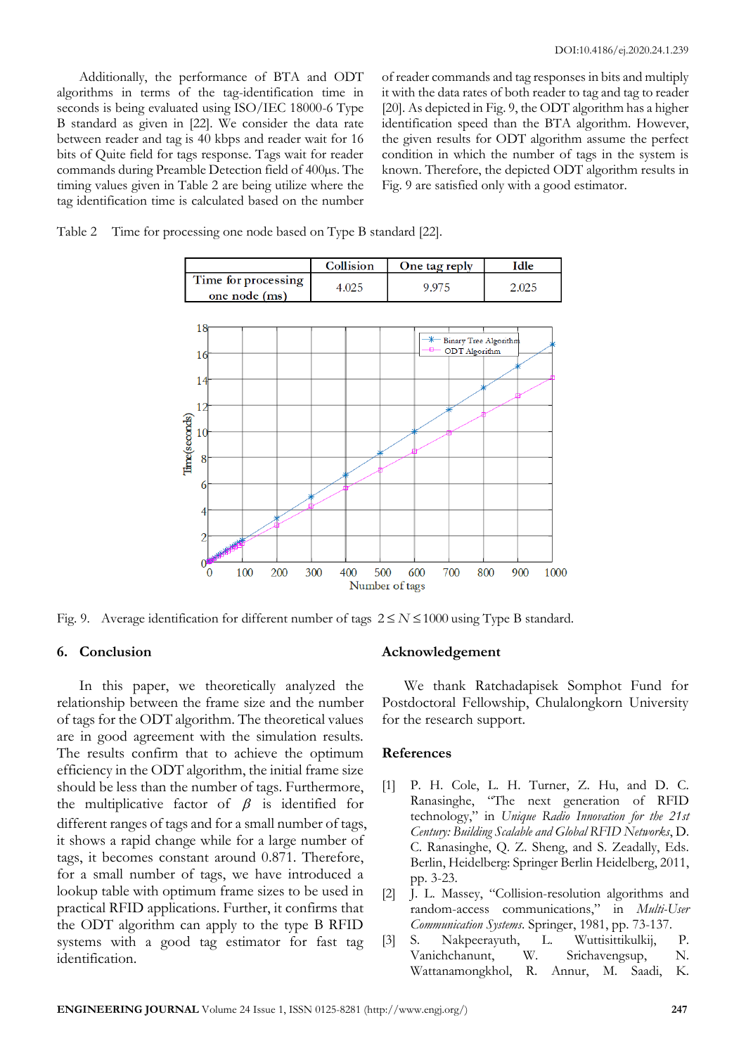Additionally, the performance of BTA and ODT algorithms in terms of the tag-identification time in seconds is being evaluated using ISO/IEC 18000-6 Type B standard as given in [22]. We consider the data rate between reader and tag is 40 kbps and reader wait for 16 bits of Quite field for tags response. Tags wait for reader commands during Preamble Detection field of 400μs. The timing values given in Table 2 are being utilize where the tag identification time is calculated based on the number of reader commands and tag responses in bits and multiply it with the data rates of both reader to tag and tag to reader [20]. As depicted in Fig. 9, the ODT algorithm has a higher identification speed than the BTA algorithm. However, the given results for ODT algorithm assume the perfect condition in which the number of tags in the system is known. Therefore, the depicted ODT algorithm results in Fig. 9 are satisfied only with a good estimator.

Table 2 Time for processing one node based on Type B standard [22].

| | Collision | One tag reply | Idle |
|---|---|---|---|
| Time for processing one node (ms) | 4.025 | 9.975 | 2.025 |

Fig. 9. Average identification for different number of tags $2 \le N \le 1000$ using Type B standard.

## 6. Conclusion

In this paper, we theoretically analyzed the relationship between the frame size and the number of tags for the ODT algorithm. The theoretical values are in good agreement with the simulation results. The results confirm that to achieve the optimum efficiency in the ODT algorithm, the initial frame size should be less than the number of tags. Furthermore, the multiplicative factor of $\beta$ is identified for different ranges of tags and for a small number of tags, it shows a rapid change while for a large number of tags, it becomes constant around 0.871. Therefore, for a small number of tags, we have introduced a lookup table with optimum frame sizes to be used in practical RFID applications. Further, it confirms that the ODT algorithm can apply to the type B RFID systems with a good tag estimator for fast tag identification.

## Acknowledgement

We thank Ratchadapisek Somphot Fund for Postdoctoral Fellowship, Chulalongkorn University for the research support.

## References

[1] P. H. Cole, L. H. Turner, Z. Hu, and D. C. Ranasinghe, "The next generation of RFID technology," in *Unique Radio Innovation for the 21st Century: Building Scalable and Global RFID Networks*, D. C. Ranasinghe, Q. Z. Sheng, and S. Zeadally, Eds. Berlin, Heidelberg: Springer Berlin Heidelberg, 2011, pp. 3-23.

[2] J. L. Massey, "Collision-resolution algorithms and random-access communications," in *Multi-User Communication Systems*. Springer, 1981, pp. 73-137.

[3] S. Nakpeerayuth, L. Wuttisittikulkij, P. Vanichchanunt, W. Srichavengsup, N. Wattanamongkhol, R. Annur, M. Saadi, K.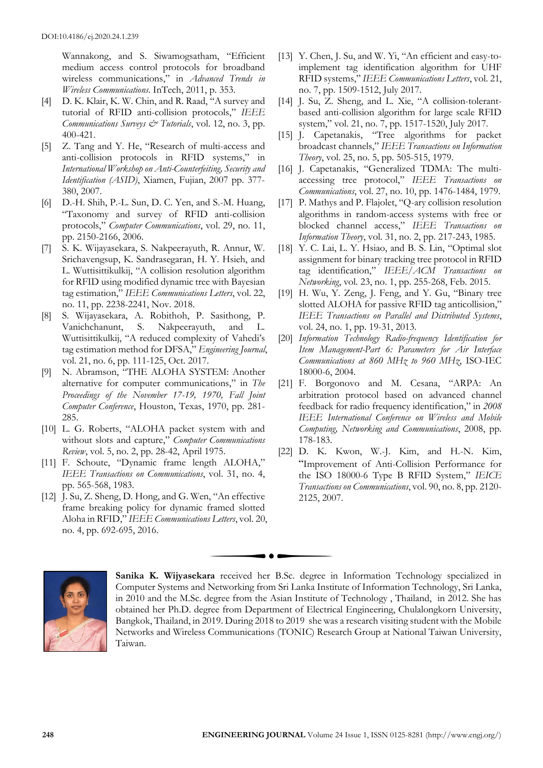Wannakong, and S. Siwamogsatham, "Efficient medium access control protocols for broadband wireless communications," in *Advanced Trends in Wireless Communications*. InTech, 2011, p. 353.

[4] D. K. Klair, K. W. Chin, and R. Raad, "A survey and tutorial of RFID anti-collision protocols," *IEEE Communications Surveys & Tutorials*, vol. 12, no. 3, pp. 400-421.

[5] Z. Tang and Y. He, "Research of multi-access and anti-collision protocols in RFID systems," in *International Workshop on Anti-Counterfeiting, Security and Identification (ASID)*, Xiamen, Fujian, 2007 pp. 377-380, 2007.

[6] D.-H. Shih, P.-L. Sun, D. C. Yen, and S.-M. Huang, "Taxonomy and survey of RFID anti-collision protocols," *Computer Communications*, vol. 29, no. 11, pp. 2150-2166, 2006.

[7] S. K. Wijayasekara, S. Nakpeerayuth, R. Annur, W. Srichavengsup, K. Sandrasegaran, H. Y. Hsieh, and L. Wuttisittikulkij, "A collision resolution algorithm for RFID using modified dynamic tree with Bayesian tag estimation," *IEEE Communications Letters*, vol. 22, no. 11, pp. 2238-2241, Nov. 2018.

[8] S. Wijayasekara, A. Robithoh, P. Sasithong, P. Vanichchanunt, S. Nakpeerayuth, and L. Wuttisittikulkij, "A reduced complexity of Vahedi's tag estimation method for DFSA," *Engineering Journal*, vol. 21, no. 6, pp. 111-125, Oct. 2017.

[9] N. Abramson, "THE ALOHA SYSTEM: Another alternative for computer communications," in *The Proceedings of the November 17-19, 1970, Fall Joint Computer Conference*, Houston, Texas, 1970, pp. 281-285.

[10] L. G. Roberts, "ALOHA packet system with and without slots and capture," *Computer Communications Review*, vol. 5, no. 2, pp. 28-42, April 1975.

[11] F. Schoute, "Dynamic frame length ALOHA," *IEEE Transactions on Communications*, vol. 31, no. 4, pp. 565-568, 1983.

[12] J. Su, Z. Sheng, D. Hong, and G. Wen, "An effective frame breaking policy for dynamic framed slotted Aloha in RFID," *IEEE Communications Letters*, vol. 20, no. 4, pp. 692-695, 2016.

[13] Y. Chen, J. Su, and W. Yi, "An efficient and easy-to-implement tag identification algorithm for UHF RFID systems," *IEEE Communications Letters*, vol. 21, no. 7, pp. 1509-1512, July 2017.

[14] J. Su, Z. Sheng, and L. Xie, "A collision-tolerant-based anti-collision algorithm for large scale RFID system," vol. 21, no. 7, pp. 1517-1520, July 2017.

[15] J. Capetanakis, "Tree algorithms for packet broadcast channels," *IEEE Transactions on Information Theory*, vol. 25, no. 5, pp. 505-515, 1979.

[16] J. Capetanakis, "Generalized TDMA: The multi-accessing tree protocol," *IEEE Transactions on Communications*, vol. 27, no. 10, pp. 1476-1484, 1979.

[17] P. Mathys and P. Flajolet, "Q-ary collision resolution algorithms in random-access systems with free or blocked channel access," *IEEE Transactions on Information Theory*, vol. 31, no. 2, pp. 217-243, 1985.

[18] Y. C. Lai, L. Y. Hsiao, and B. S. Lin, "Optimal slot assignment for binary tracking tree protocol in RFID tag identification," *IEEE/ACM Transactions on Networking*, vol. 23, no. 1, pp. 255-268, Feb. 2015.

[19] H. Wu, Y. Zeng, J. Feng, and Y. Gu, "Binary tree slotted ALOHA for passive RFID tag anticollision," *IEEE Transactions on Parallel and Distributed Systems*, vol. 24, no. 1, pp. 19-31, 2013.

[20] *Information Technology Radio-frequency Identification for Item Management-Part 6: Parameters for Air Interface Communications at 860 MHz to 960 MHz*, ISO-IEC 18000-6, 2004.

[21] F. Borgonovo and M. Cesana, "ARPA: An arbitration protocol based on advanced channel feedback for radio frequency identification," in *2008 IEEE International Conference on Wireless and Mobile Computing, Networking and Communications*, 2008, pp. 178-183.

[22] D. K. Kwon, W.-J. Kim, and H.-N. Kim, "Improvement of Anti-Collision Performance for the ISO 18000-6 Type B RFID System," *IEICE Transactions on Communications*, vol. 90, no. 8, pp. 2120-2125, 2007.

**Sanika K. Wijyasekara** received her B.Sc. degree in Information Technology specialized in Computer Systems and Networking from Sri Lanka Institute of Information Technology, Sri Lanka, in 2010 and the M.Sc. degree from the Asian Institute of Technology , Thailand, in 2012. She has obtained her Ph.D. degree from Department of Electrical Engineering, Chulalongkorn University, Bangkok, Thailand, in 2019. During 2018 to 2019 she was a research visiting student with the Mobile Networks and Wireless Communications (TONIC) Research Group at National Taiwan University, Taiwan.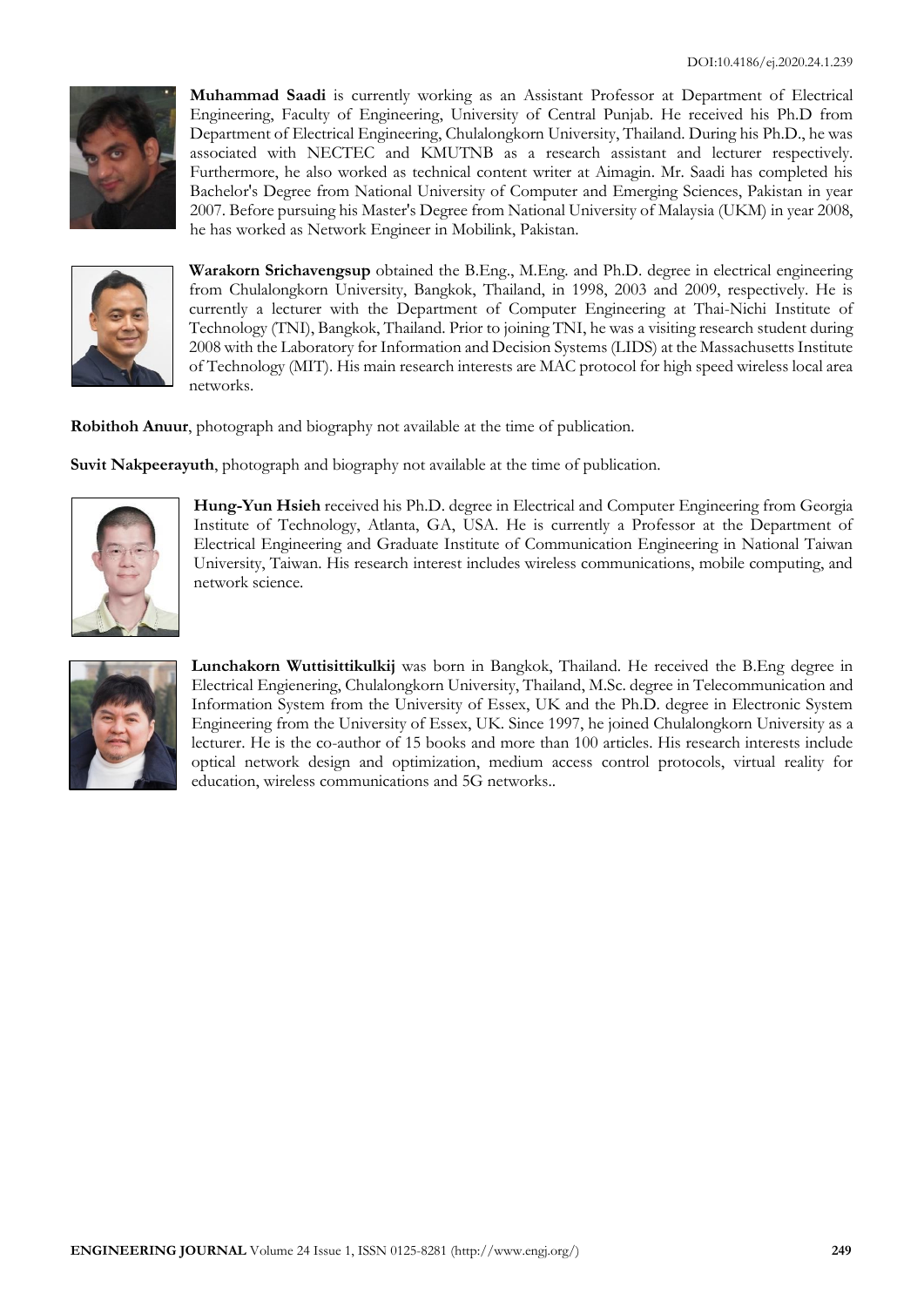**Muhammad Saadi** is currently working as an Assistant Professor at Department of Electrical Engineering, Faculty of Engineering, University of Central Punjab. He received his Ph.D from Department of Electrical Engineering, Chulalongkorn University, Thailand. During his Ph.D., he was associated with NECTEC and KMUTNB as a research assistant and lecturer respectively. Furthermore, he also worked as technical content writer at Aimagin. Mr. Saadi has completed his Bachelor's Degree from National University of Computer and Emerging Sciences, Pakistan in year 2007. Before pursuing his Master's Degree from National University of Malaysia (UKM) in year 2008, he has worked as Network Engineer in Mobilink, Pakistan.

**Warakorn Srichavengsup** obtained the B.Eng., M.Eng. and Ph.D. degree in electrical engineering from Chulalongkorn University, Bangkok, Thailand, in 1998, 2003 and 2009, respectively. He is currently a lecturer with the Department of Computer Engineering at Thai-Nichi Institute of Technology (TNI), Bangkok, Thailand. Prior to joining TNI, he was a visiting research student during 2008 with the Laboratory for Information and Decision Systems (LIDS) at the Massachusetts Institute of Technology (MIT). His main research interests are MAC protocol for high speed wireless local area networks.

**Robithoh Anuur**, photograph and biography not available at the time of publication.

**Suvit Nakpeerayuth**, photograph and biography not available at the time of publication.

**Hung-Yun Hsieh** received his Ph.D. degree in Electrical and Computer Engineering from Georgia Institute of Technology, Atlanta, GA, USA. He is currently a Professor at the Department of Electrical Engineering and Graduate Institute of Communication Engineering in National Taiwan University, Taiwan. His research interest includes wireless communications, mobile computing, and network science.

**Lunchakorn Wuttisittikulkij** was born in Bangkok, Thailand. He received the B.Eng degree in Electrical Engienering, Chulalongkorn University, Thailand, M.Sc. degree in Telecommunication and Information System from the University of Essex, UK and the Ph.D. degree in Electronic System Engineering from the University of Essex, UK. Since 1997, he joined Chulalongkorn University as a lecturer. He is the co-author of 15 books and more than 100 articles. His research interests include optical network design and optimization, medium access control protocols, virtual reality for education, wireless communications and 5G networks..